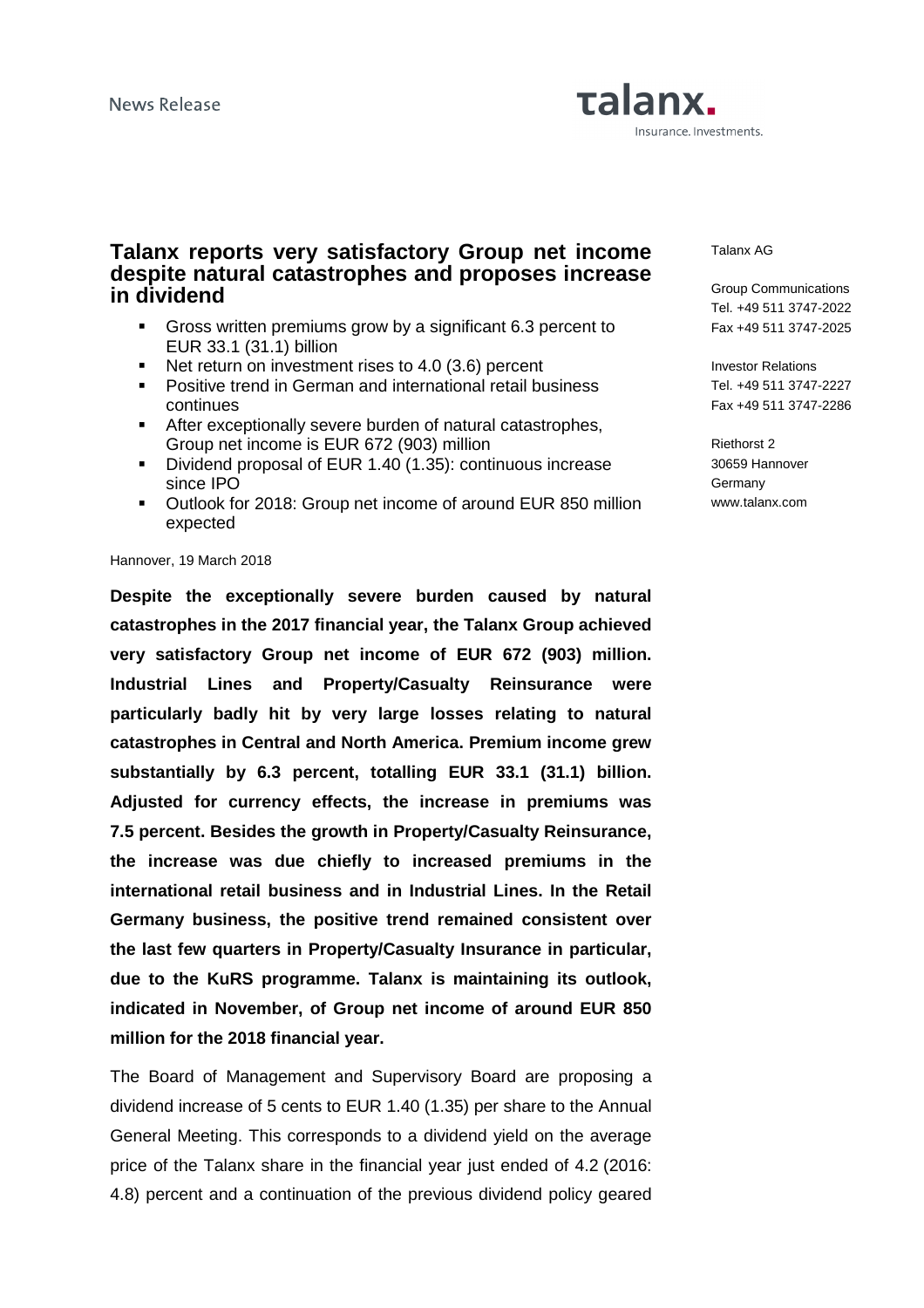News Release

# Talanx reports very satisfactory Group net income despite natural catastrophes and proposes increase in dividend

- Gross written premiums grow by a significant 6.3 percent to EUR 33.1 (31.1) billion
- Net return on investment rises to 4.0 (3.6) percent
- Positive trend in German and international retail business continues
- After exceptionally severe burden of natural catastrophes, Group net income is EUR 672 (903) million
- Dividend proposal of EUR 1.40 (1.35): continuous increase since IPO
- Outlook for 2018: Group net income of around EUR 850 million expected

Talanx AG

Group Communications
Tel. +49 511 3747-2022
Fax +49 511 3747-2025

Investor Relations
Tel. +49 511 3747-2227
Fax +49 511 3747-2286

Riethorst 2
30659 Hannover
Germany
www.talanx.com

Hannover, 19 March 2018

**Despite the exceptionally severe burden caused by natural catastrophes in the 2017 financial year, the Talanx Group achieved very satisfactory Group net income of EUR 672 (903) million. Industrial Lines and Property/Casualty Reinsurance were particularly badly hit by very large losses relating to natural catastrophes in Central and North America. Premium income grew substantially by 6.3 percent, totalling EUR 33.1 (31.1) billion. Adjusted for currency effects, the increase in premiums was 7.5 percent. Besides the growth in Property/Casualty Reinsurance, the increase was due chiefly to increased premiums in the international retail business and in Industrial Lines. In the Retail Germany business, the positive trend remained consistent over the last few quarters in Property/Casualty Insurance in particular, due to the KuRS programme. Talanx is maintaining its outlook, indicated in November, of Group net income of around EUR 850 million for the 2018 financial year.**

The Board of Management and Supervisory Board are proposing a dividend increase of 5 cents to EUR 1.40 (1.35) per share to the Annual General Meeting. This corresponds to a dividend yield on the average price of the Talanx share in the financial year just ended of 4.2 (2016: 4.8) percent and a continuation of the previous dividend policy geared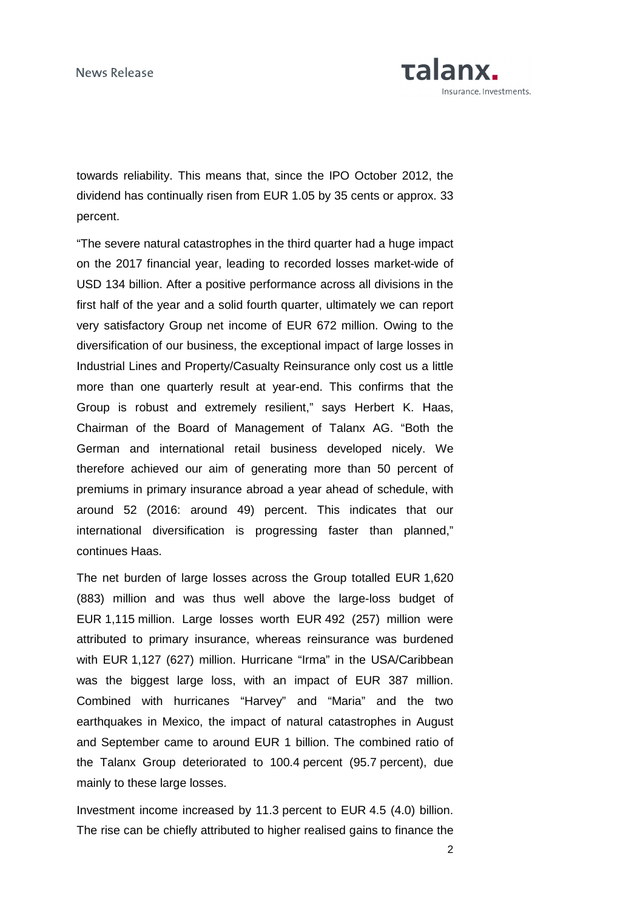towards reliability. This means that, since the IPO October 2012, the dividend has continually risen from EUR 1.05 by 35 cents or approx. 33 percent.

"The severe natural catastrophes in the third quarter had a huge impact on the 2017 financial year, leading to recorded losses market-wide of USD 134 billion. After a positive performance across all divisions in the first half of the year and a solid fourth quarter, ultimately we can report very satisfactory Group net income of EUR 672 million. Owing to the diversification of our business, the exceptional impact of large losses in Industrial Lines and Property/Casualty Reinsurance only cost us a little more than one quarterly result at year-end. This confirms that the Group is robust and extremely resilient," says Herbert K. Haas, Chairman of the Board of Management of Talanx AG. "Both the German and international retail business developed nicely. We therefore achieved our aim of generating more than 50 percent of premiums in primary insurance abroad a year ahead of schedule, with around 52 (2016: around 49) percent. This indicates that our international diversification is progressing faster than planned," continues Haas.

The net burden of large losses across the Group totalled EUR 1,620 (883) million and was thus well above the large-loss budget of EUR 1,115 million. Large losses worth EUR 492 (257) million were attributed to primary insurance, whereas reinsurance was burdened with EUR 1,127 (627) million. Hurricane "Irma" in the USA/Caribbean was the biggest large loss, with an impact of EUR 387 million. Combined with hurricanes "Harvey" and "Maria" and the two earthquakes in Mexico, the impact of natural catastrophes in August and September came to around EUR 1 billion. The combined ratio of the Talanx Group deteriorated to 100.4 percent (95.7 percent), due mainly to these large losses.

Investment income increased by 11.3 percent to EUR 4.5 (4.0) billion. The rise can be chiefly attributed to higher realised gains to finance the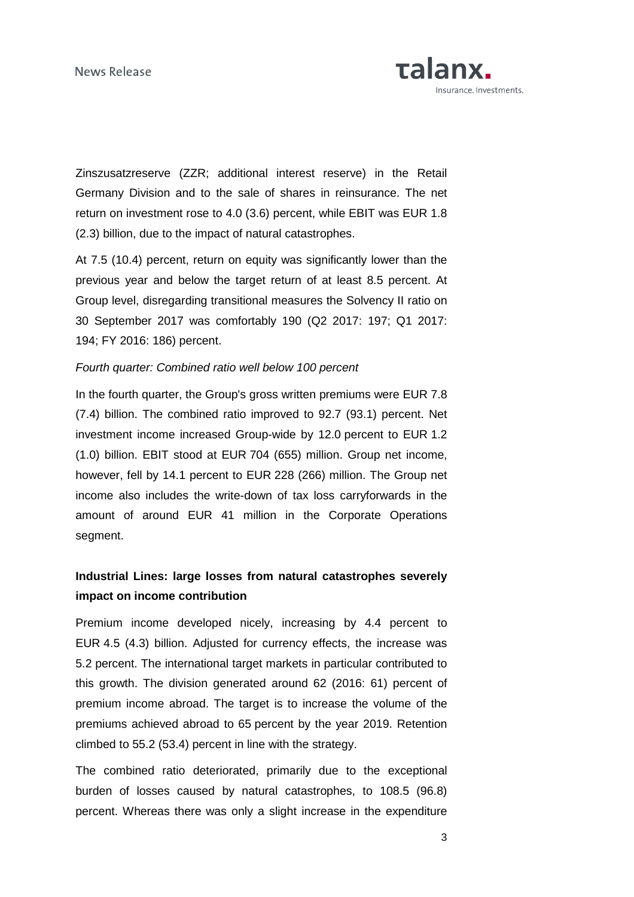Zinszusatzreserve (ZZR; additional interest reserve) in the Retail Germany Division and to the sale of shares in reinsurance. The net return on investment rose to 4.0 (3.6) percent, while EBIT was EUR 1.8 (2.3) billion, due to the impact of natural catastrophes.

At 7.5 (10.4) percent, return on equity was significantly lower than the previous year and below the target return of at least 8.5 percent. At Group level, disregarding transitional measures the Solvency II ratio on 30 September 2017 was comfortably 190 (Q2 2017: 197; Q1 2017: 194; FY 2016: 186) percent.

*Fourth quarter: Combined ratio well below 100 percent*

In the fourth quarter, the Group's gross written premiums were EUR 7.8 (7.4) billion. The combined ratio improved to 92.7 (93.1) percent. Net investment income increased Group-wide by 12.0 percent to EUR 1.2 (1.0) billion. EBIT stood at EUR 704 (655) million. Group net income, however, fell by 14.1 percent to EUR 228 (266) million. The Group net income also includes the write-down of tax loss carryforwards in the amount of around EUR 41 million in the Corporate Operations segment.

**Industrial Lines: large losses from natural catastrophes severely impact on income contribution**

Premium income developed nicely, increasing by 4.4 percent to EUR 4.5 (4.3) billion. Adjusted for currency effects, the increase was 5.2 percent. The international target markets in particular contributed to this growth. The division generated around 62 (2016: 61) percent of premium income abroad. The target is to increase the volume of the premiums achieved abroad to 65 percent by the year 2019. Retention climbed to 55.2 (53.4) percent in line with the strategy.

The combined ratio deteriorated, primarily due to the exceptional burden of losses caused by natural catastrophes, to 108.5 (96.8) percent. Whereas there was only a slight increase in the expenditure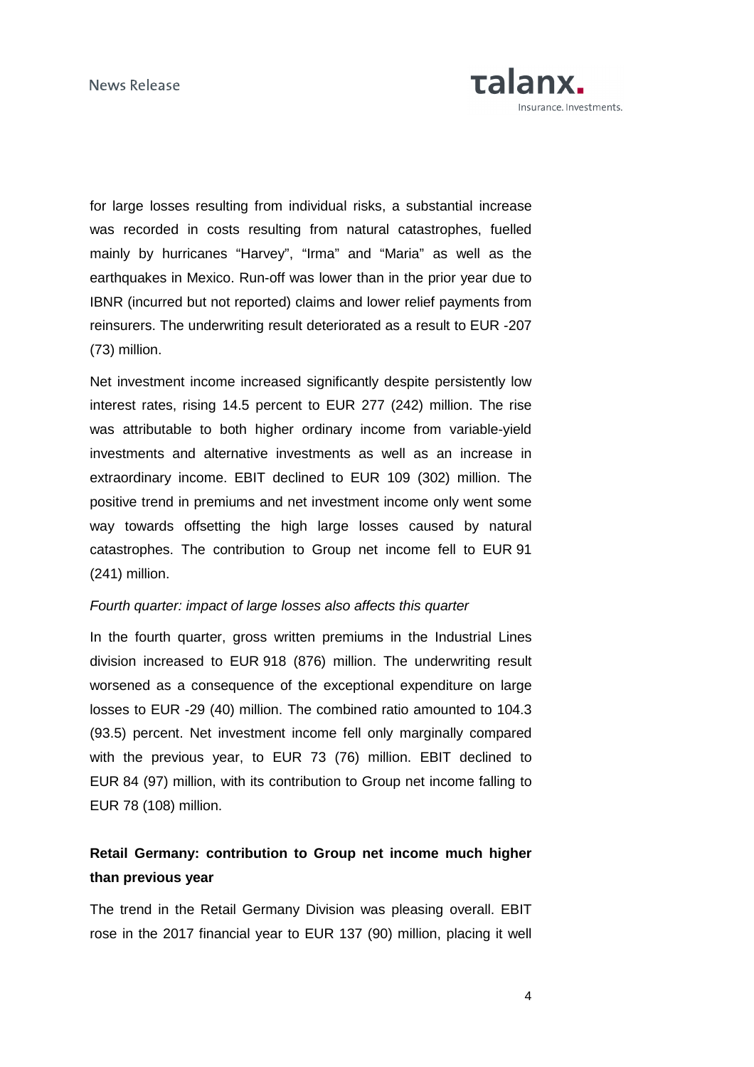for large losses resulting from individual risks, a substantial increase was recorded in costs resulting from natural catastrophes, fuelled mainly by hurricanes "Harvey", "Irma" and "Maria" as well as the earthquakes in Mexico. Run-off was lower than in the prior year due to IBNR (incurred but not reported) claims and lower relief payments from reinsurers. The underwriting result deteriorated as a result to EUR -207 (73) million.

Net investment income increased significantly despite persistently low interest rates, rising 14.5 percent to EUR 277 (242) million. The rise was attributable to both higher ordinary income from variable-yield investments and alternative investments as well as an increase in extraordinary income. EBIT declined to EUR 109 (302) million. The positive trend in premiums and net investment income only went some way towards offsetting the high large losses caused by natural catastrophes. The contribution to Group net income fell to EUR 91 (241) million.

*Fourth quarter: impact of large losses also affects this quarter*

In the fourth quarter, gross written premiums in the Industrial Lines division increased to EUR 918 (876) million. The underwriting result worsened as a consequence of the exceptional expenditure on large losses to EUR -29 (40) million. The combined ratio amounted to 104.3 (93.5) percent. Net investment income fell only marginally compared with the previous year, to EUR 73 (76) million. EBIT declined to EUR 84 (97) million, with its contribution to Group net income falling to EUR 78 (108) million.

**Retail Germany: contribution to Group net income much higher than previous year**

The trend in the Retail Germany Division was pleasing overall. EBIT rose in the 2017 financial year to EUR 137 (90) million, placing it well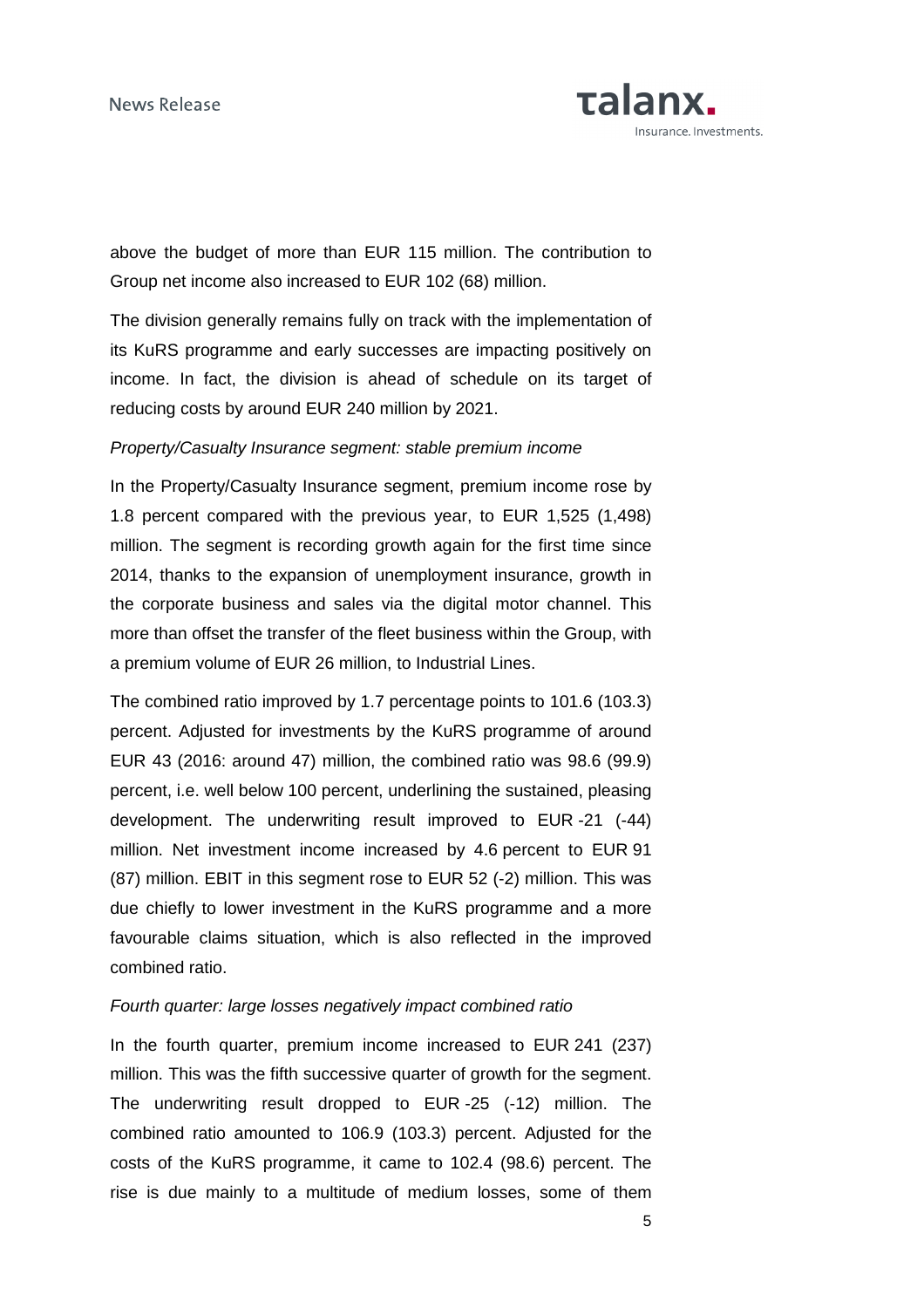above the budget of more than EUR 115 million. The contribution to Group net income also increased to EUR 102 (68) million.

The division generally remains fully on track with the implementation of its KuRS programme and early successes are impacting positively on income. In fact, the division is ahead of schedule on its target of reducing costs by around EUR 240 million by 2021.

*Property/Casualty Insurance segment: stable premium income*

In the Property/Casualty Insurance segment, premium income rose by 1.8 percent compared with the previous year, to EUR 1,525 (1,498) million. The segment is recording growth again for the first time since 2014, thanks to the expansion of unemployment insurance, growth in the corporate business and sales via the digital motor channel. This more than offset the transfer of the fleet business within the Group, with a premium volume of EUR 26 million, to Industrial Lines.

The combined ratio improved by 1.7 percentage points to 101.6 (103.3) percent. Adjusted for investments by the KuRS programme of around EUR 43 (2016: around 47) million, the combined ratio was 98.6 (99.9) percent, i.e. well below 100 percent, underlining the sustained, pleasing development. The underwriting result improved to EUR -21 (-44) million. Net investment income increased by 4.6 percent to EUR 91 (87) million. EBIT in this segment rose to EUR 52 (-2) million. This was due chiefly to lower investment in the KuRS programme and a more favourable claims situation, which is also reflected in the improved combined ratio.

*Fourth quarter: large losses negatively impact combined ratio*

In the fourth quarter, premium income increased to EUR 241 (237) million. This was the fifth successive quarter of growth for the segment. The underwriting result dropped to EUR -25 (-12) million. The combined ratio amounted to 106.9 (103.3) percent. Adjusted for the costs of the KuRS programme, it came to 102.4 (98.6) percent. The rise is due mainly to a multitude of medium losses, some of them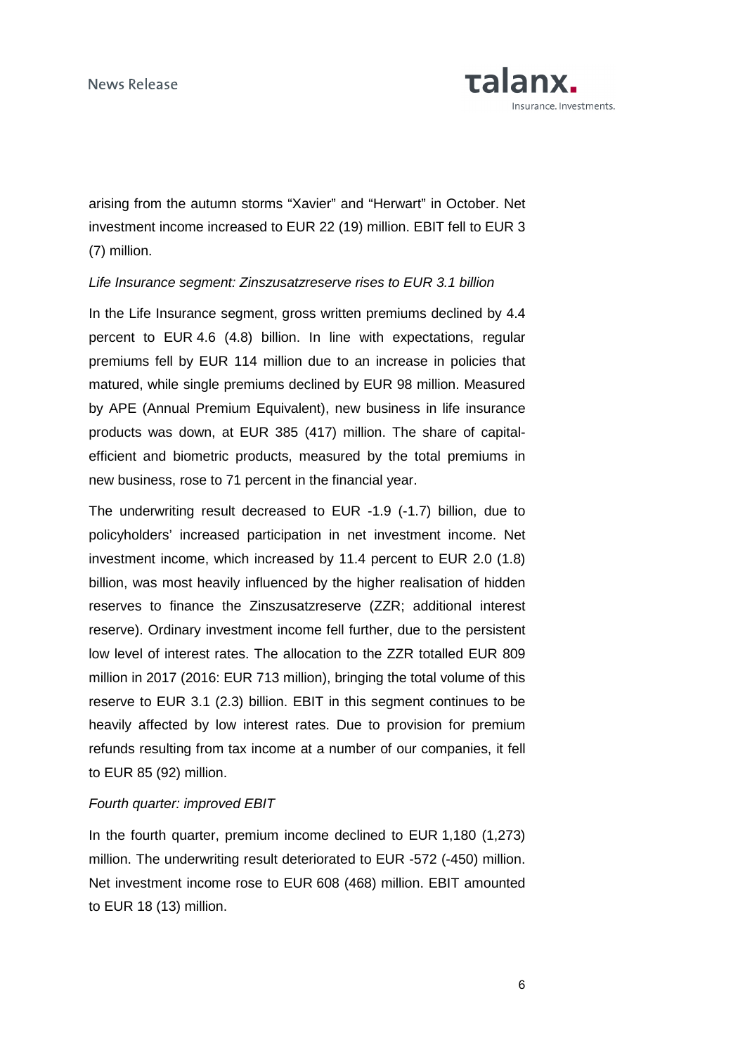arising from the autumn storms "Xavier" and "Herwart" in October. Net investment income increased to EUR 22 (19) million. EBIT fell to EUR 3 (7) million.

*Life Insurance segment: Zinszusatzreserve rises to EUR 3.1 billion*

In the Life Insurance segment, gross written premiums declined by 4.4 percent to EUR 4.6 (4.8) billion. In line with expectations, regular premiums fell by EUR 114 million due to an increase in policies that matured, while single premiums declined by EUR 98 million. Measured by APE (Annual Premium Equivalent), new business in life insurance products was down, at EUR 385 (417) million. The share of capital-efficient and biometric products, measured by the total premiums in new business, rose to 71 percent in the financial year.

The underwriting result decreased to EUR -1.9 (-1.7) billion, due to policyholders' increased participation in net investment income. Net investment income, which increased by 11.4 percent to EUR 2.0 (1.8) billion, was most heavily influenced by the higher realisation of hidden reserves to finance the Zinszusatzreserve (ZZR; additional interest reserve). Ordinary investment income fell further, due to the persistent low level of interest rates. The allocation to the ZZR totalled EUR 809 million in 2017 (2016: EUR 713 million), bringing the total volume of this reserve to EUR 3.1 (2.3) billion. EBIT in this segment continues to be heavily affected by low interest rates. Due to provision for premium refunds resulting from tax income at a number of our companies, it fell to EUR 85 (92) million.

*Fourth quarter: improved EBIT*

In the fourth quarter, premium income declined to EUR 1,180 (1,273) million. The underwriting result deteriorated to EUR -572 (-450) million. Net investment income rose to EUR 608 (468) million. EBIT amounted to EUR 18 (13) million.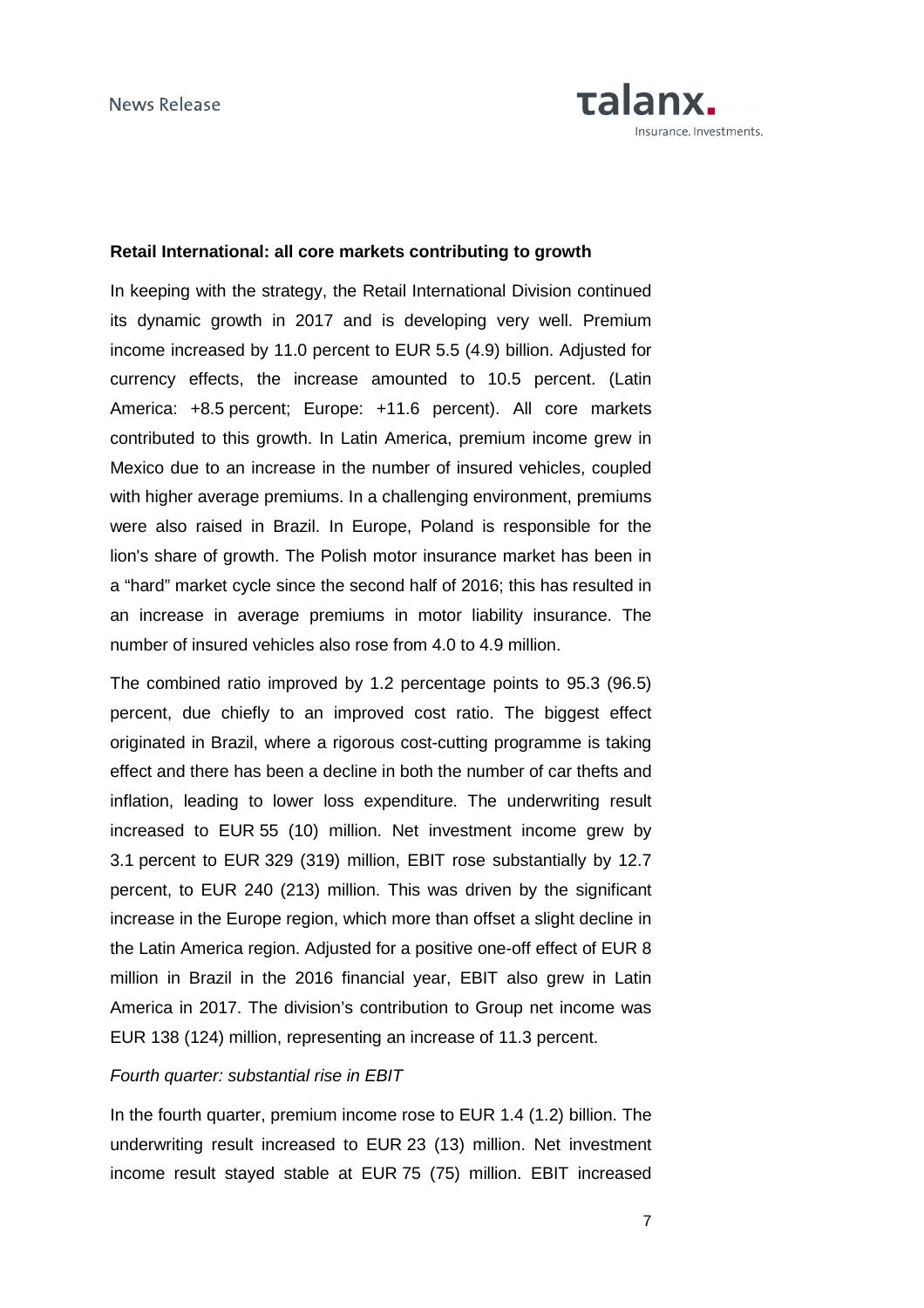**Retail International: all core markets contributing to growth**

In keeping with the strategy, the Retail International Division continued its dynamic growth in 2017 and is developing very well. Premium income increased by 11.0 percent to EUR 5.5 (4.9) billion. Adjusted for currency effects, the increase amounted to 10.5 percent. (Latin America: +8.5 percent; Europe: +11.6 percent). All core markets contributed to this growth. In Latin America, premium income grew in Mexico due to an increase in the number of insured vehicles, coupled with higher average premiums. In a challenging environment, premiums were also raised in Brazil. In Europe, Poland is responsible for the lion's share of growth. The Polish motor insurance market has been in a "hard" market cycle since the second half of 2016; this has resulted in an increase in average premiums in motor liability insurance. The number of insured vehicles also rose from 4.0 to 4.9 million.

The combined ratio improved by 1.2 percentage points to 95.3 (96.5) percent, due chiefly to an improved cost ratio. The biggest effect originated in Brazil, where a rigorous cost-cutting programme is taking effect and there has been a decline in both the number of car thefts and inflation, leading to lower loss expenditure. The underwriting result increased to EUR 55 (10) million. Net investment income grew by 3.1 percent to EUR 329 (319) million, EBIT rose substantially by 12.7 percent, to EUR 240 (213) million. This was driven by the significant increase in the Europe region, which more than offset a slight decline in the Latin America region. Adjusted for a positive one-off effect of EUR 8 million in Brazil in the 2016 financial year, EBIT also grew in Latin America in 2017. The division's contribution to Group net income was EUR 138 (124) million, representing an increase of 11.3 percent.

*Fourth quarter: substantial rise in EBIT*

In the fourth quarter, premium income rose to EUR 1.4 (1.2) billion. The underwriting result increased to EUR 23 (13) million. Net investment income result stayed stable at EUR 75 (75) million. EBIT increased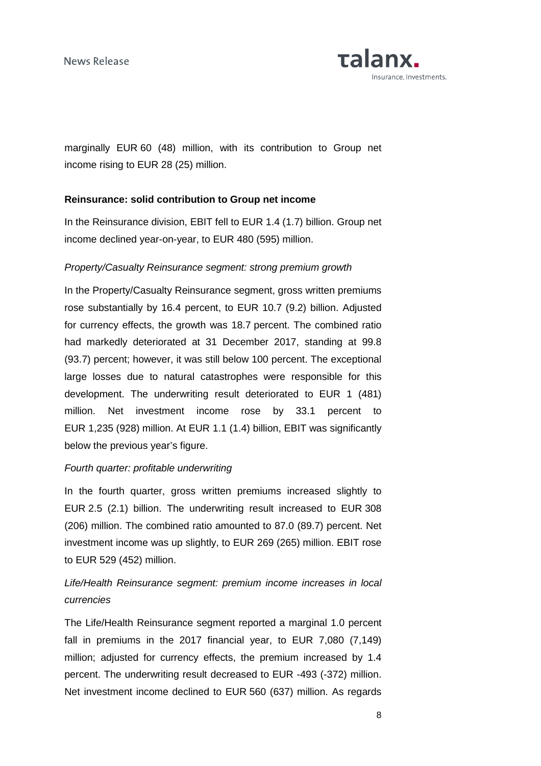marginally EUR 60 (48) million, with its contribution to Group net income rising to EUR 28 (25) million.

**Reinsurance: solid contribution to Group net income**

In the Reinsurance division, EBIT fell to EUR 1.4 (1.7) billion. Group net income declined year-on-year, to EUR 480 (595) million.

*Property/Casualty Reinsurance segment: strong premium growth*

In the Property/Casualty Reinsurance segment, gross written premiums rose substantially by 16.4 percent, to EUR 10.7 (9.2) billion. Adjusted for currency effects, the growth was 18.7 percent. The combined ratio had markedly deteriorated at 31 December 2017, standing at 99.8 (93.7) percent; however, it was still below 100 percent. The exceptional large losses due to natural catastrophes were responsible for this development. The underwriting result deteriorated to EUR 1 (481) million. Net investment income rose by 33.1 percent to EUR 1,235 (928) million. At EUR 1.1 (1.4) billion, EBIT was significantly below the previous year's figure.

*Fourth quarter: profitable underwriting*

In the fourth quarter, gross written premiums increased slightly to EUR 2.5 (2.1) billion. The underwriting result increased to EUR 308 (206) million. The combined ratio amounted to 87.0 (89.7) percent. Net investment income was up slightly, to EUR 269 (265) million. EBIT rose to EUR 529 (452) million.

*Life/Health Reinsurance segment: premium income increases in local currencies*

The Life/Health Reinsurance segment reported a marginal 1.0 percent fall in premiums in the 2017 financial year, to EUR 7,080 (7,149) million; adjusted for currency effects, the premium increased by 1.4 percent. The underwriting result decreased to EUR -493 (-372) million. Net investment income declined to EUR 560 (637) million. As regards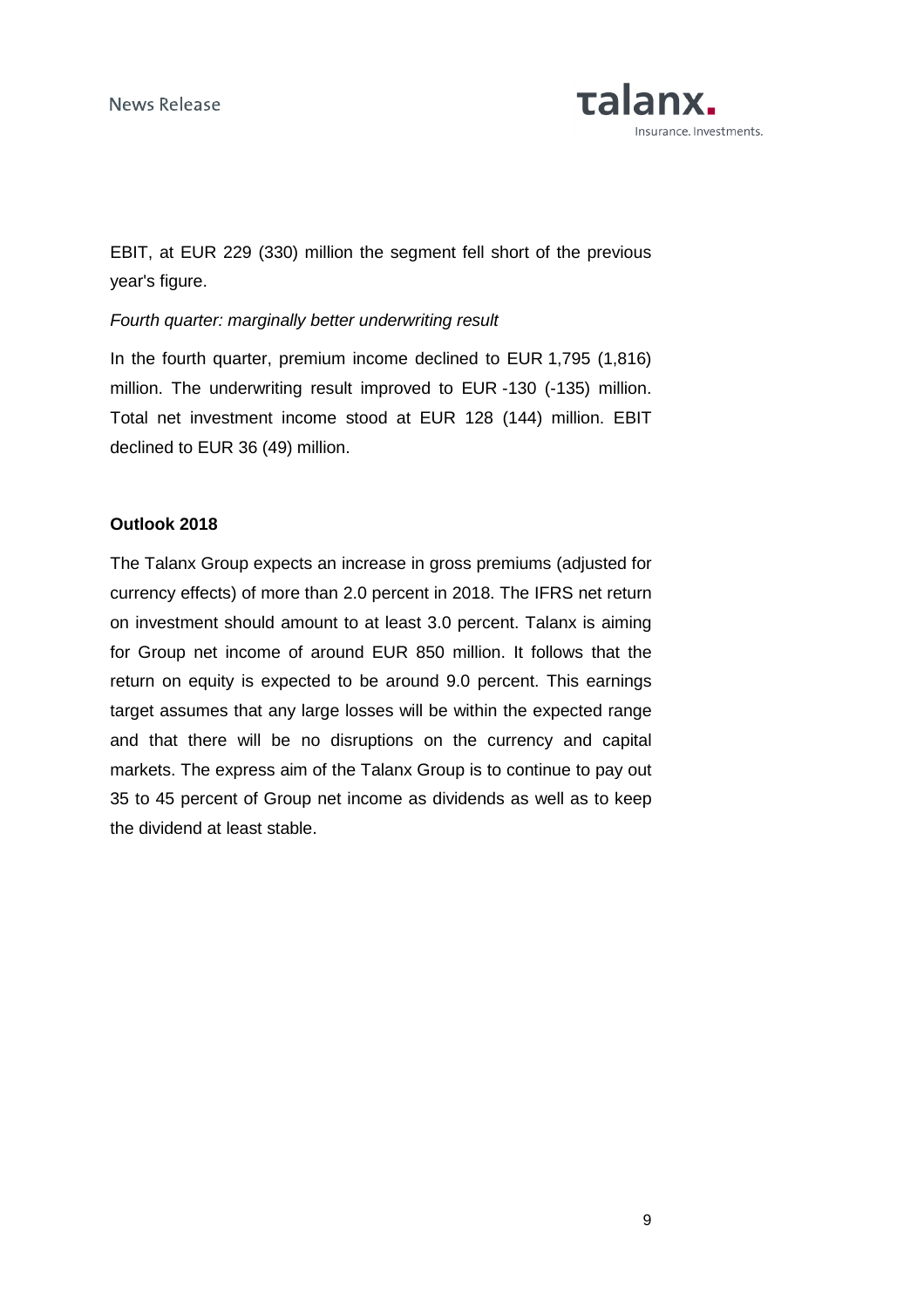EBIT, at EUR 229 (330) million the segment fell short of the previous year's figure.

*Fourth quarter: marginally better underwriting result*

In the fourth quarter, premium income declined to EUR 1,795 (1,816) million. The underwriting result improved to EUR -130 (-135) million. Total net investment income stood at EUR 128 (144) million. EBIT declined to EUR 36 (49) million.

**Outlook 2018**

The Talanx Group expects an increase in gross premiums (adjusted for currency effects) of more than 2.0 percent in 2018. The IFRS net return on investment should amount to at least 3.0 percent. Talanx is aiming for Group net income of around EUR 850 million. It follows that the return on equity is expected to be around 9.0 percent. This earnings target assumes that any large losses will be within the expected range and that there will be no disruptions on the currency and capital markets. The express aim of the Talanx Group is to continue to pay out 35 to 45 percent of Group net income as dividends as well as to keep the dividend at least stable.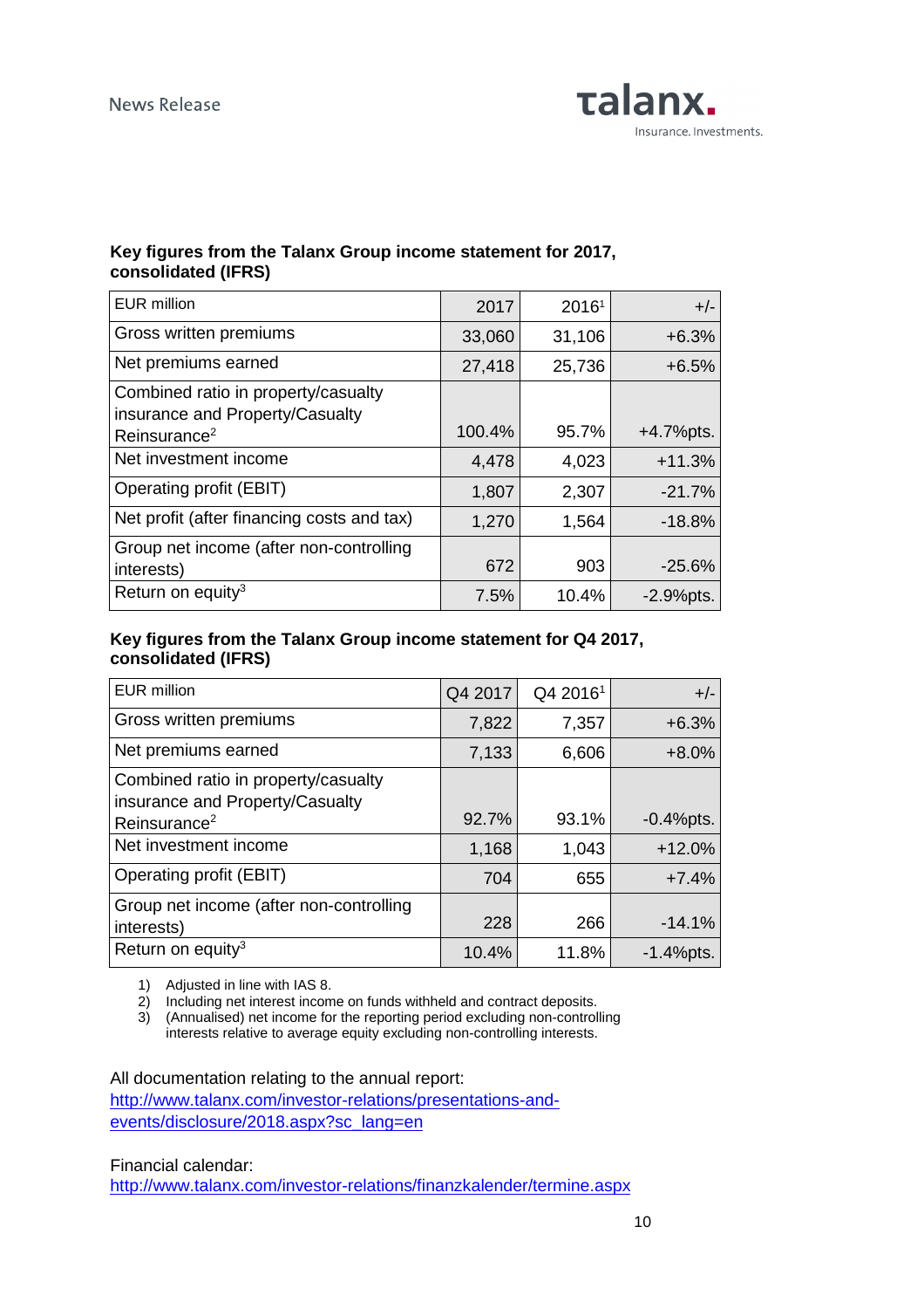**Key figures from the Talanx Group income statement for 2017, consolidated (IFRS)**

| EUR million | 2017 | 2016[1] | +/- |
|---|---|---|---|
| Gross written premiums | 33,060 | 31,106 | +6.3% |
| Net premiums earned | 27,418 | 25,736 | +6.5% |
| Combined ratio in property/casualty insurance and Property/Casualty Reinsurance[2] | 100.4% | 95.7% | +4.7%pts. |
| Net investment income | 4,478 | 4,023 | +11.3% |
| Operating profit (EBIT) | 1,807 | 2,307 | -21.7% |
| Net profit (after financing costs and tax) | 1,270 | 1,564 | -18.8% |
| Group net income (after non-controlling interests) | 672 | 903 | -25.6% |
| Return on equity[3] | 7.5% | 10.4% | -2.9%pts. |

**Key figures from the Talanx Group income statement for Q4 2017, consolidated (IFRS)**

| EUR million | Q4 2017 | Q4 2016[1] | +/- |
|---|---|---|---|
| Gross written premiums | 7,822 | 7,357 | +6.3% |
| Net premiums earned | 7,133 | 6,606 | +8.0% |
| Combined ratio in property/casualty insurance and Property/Casualty Reinsurance[2] | 92.7% | 93.1% | -0.4%pts. |
| Net investment income | 1,168 | 1,043 | +12.0% |
| Operating profit (EBIT) | 704 | 655 | +7.4% |
| Group net income (after non-controlling interests) | 228 | 266 | -14.1% |
| Return on equity[3] | 10.4% | 11.8% | -1.4%pts. |

1) Adjusted in line with IAS 8.
2) Including net interest income on funds withheld and contract deposits.
3) (Annualised) net income for the reporting period excluding non-controlling interests relative to average equity excluding non-controlling interests.

All documentation relating to the annual report:
http://www.talanx.com/investor-relations/presentations-and-events/disclosure/2018.aspx?sc_lang=en

Financial calendar:
http://www.talanx.com/investor-relations/finanzkalender/termine.aspx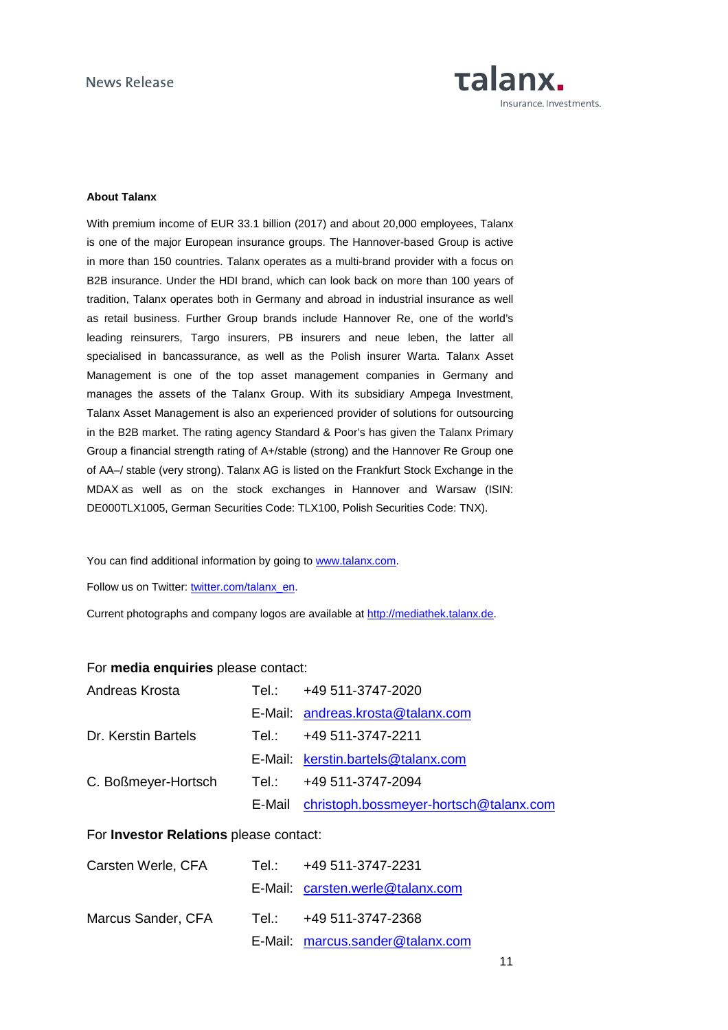**About Talanx**

With premium income of EUR 33.1 billion (2017) and about 20,000 employees, Talanx is one of the major European insurance groups. The Hannover-based Group is active in more than 150 countries. Talanx operates as a multi-brand provider with a focus on B2B insurance. Under the HDI brand, which can look back on more than 100 years of tradition, Talanx operates both in Germany and abroad in industrial insurance as well as retail business. Further Group brands include Hannover Re, one of the world's leading reinsurers, Targo insurers, PB insurers and neue leben, the latter all specialised in bancassurance, as well as the Polish insurer Warta. Talanx Asset Management is one of the top asset management companies in Germany and manages the assets of the Talanx Group. With its subsidiary Ampega Investment, Talanx Asset Management is also an experienced provider of solutions for outsourcing in the B2B market. The rating agency Standard & Poor's has given the Talanx Primary Group a financial strength rating of A+/stable (strong) and the Hannover Re Group one of AA–/ stable (very strong). Talanx AG is listed on the Frankfurt Stock Exchange in the MDAX as well as on the stock exchanges in Hannover and Warsaw (ISIN: DE000TLX1005, German Securities Code: TLX100, Polish Securities Code: TNX).

You can find additional information by going to www.talanx.com.

Follow us on Twitter: twitter.com/talanx_en.

Current photographs and company logos are available at http://mediathek.talanx.de.

For **media enquiries** please contact:

| | | |
|---|---|---|
| Andreas Krosta | Tel.: | +49 511-3747-2020 |
| | E-Mail: | andreas.krosta@talanx.com |
| Dr. Kerstin Bartels | Tel.: | +49 511-3747-2211 |
| | E-Mail: | kerstin.bartels@talanx.com |
| C. Boßmeyer-Hortsch | Tel.: | +49 511-3747-2094 |
| | E-Mail | christoph.bossmeyer-hortsch@talanx.com |

For **Investor Relations** please contact:

| | | |
|---|---|---|
| Carsten Werle, CFA | Tel.: | +49 511-3747-2231 |
| | E-Mail: | carsten.werle@talanx.com |
| Marcus Sander, CFA | Tel.: | +49 511-3747-2368 |
| | E-Mail: | marcus.sander@talanx.com |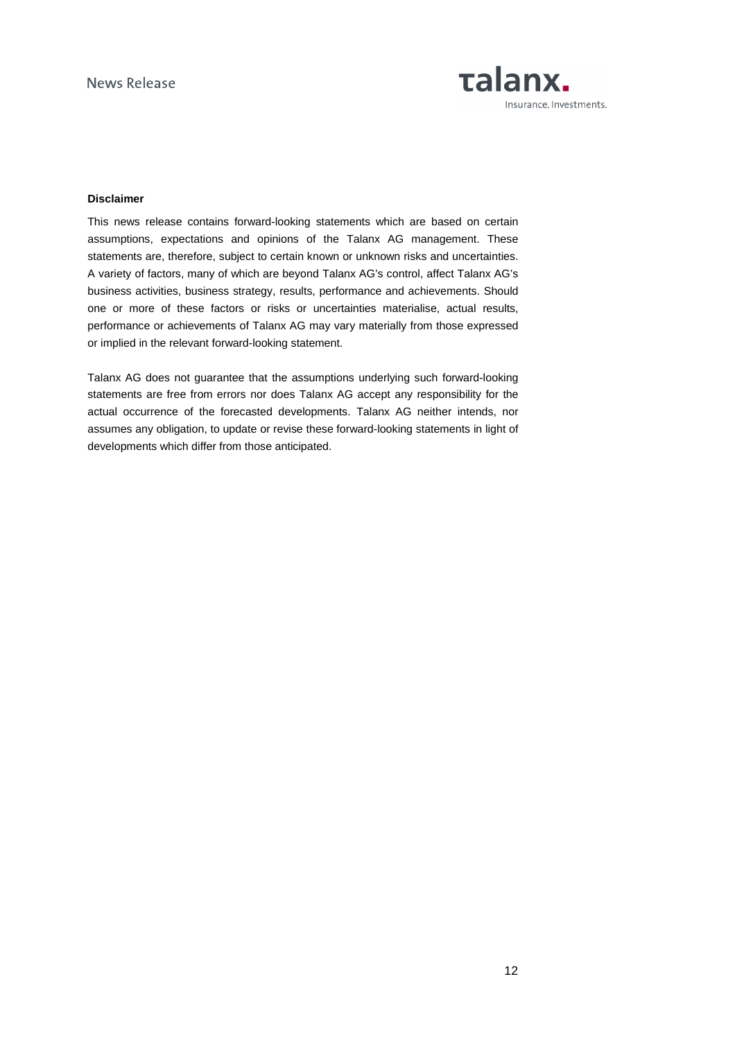**Disclaimer**

This news release contains forward-looking statements which are based on certain assumptions, expectations and opinions of the Talanx AG management. These statements are, therefore, subject to certain known or unknown risks and uncertainties. A variety of factors, many of which are beyond Talanx AG's control, affect Talanx AG's business activities, business strategy, results, performance and achievements. Should one or more of these factors or risks or uncertainties materialise, actual results, performance or achievements of Talanx AG may vary materially from those expressed or implied in the relevant forward-looking statement.

Talanx AG does not guarantee that the assumptions underlying such forward-looking statements are free from errors nor does Talanx AG accept any responsibility for the actual occurrence of the forecasted developments. Talanx AG neither intends, nor assumes any obligation, to update or revise these forward-looking statements in light of developments which differ from those anticipated.